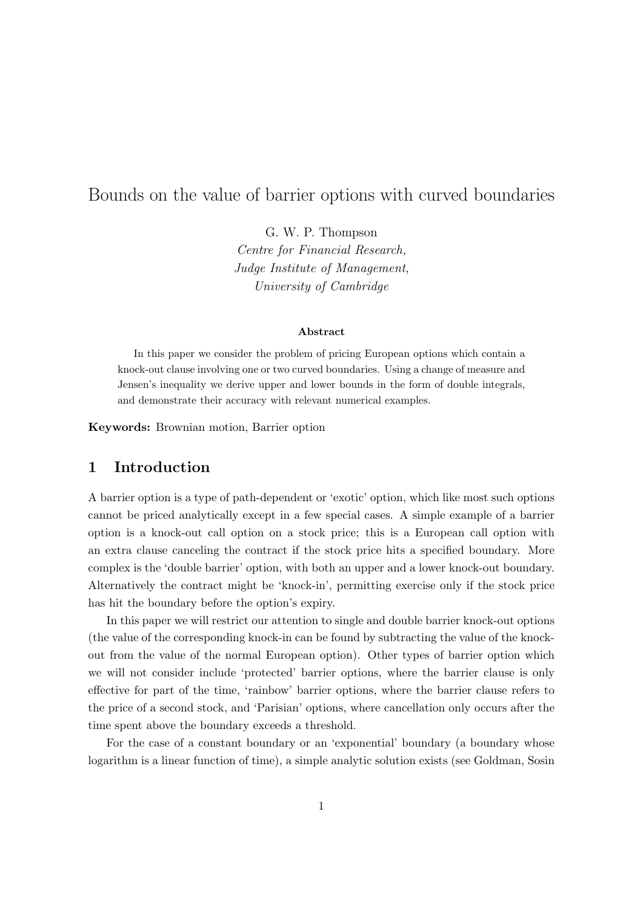# Bounds on the value of barrier options with curved boundaries

G. W. P. Thompson

*Centre for Financial Research,*
*Judge Institute of Management,*
*University of Cambridge*

**Abstract**

In this paper we consider the problem of pricing European options which contain a knock-out clause involving one or two curved boundaries. Using a change of measure and Jensen's inequality we derive upper and lower bounds in the form of double integrals, and demonstrate their accuracy with relevant numerical examples.

**Keywords:** Brownian motion, Barrier option

## 1 Introduction

A barrier option is a type of path-dependent or 'exotic' option, which like most such options cannot be priced analytically except in a few special cases. A simple example of a barrier option is a knock-out call option on a stock price; this is a European call option with an extra clause canceling the contract if the stock price hits a specified boundary. More complex is the 'double barrier' option, with both an upper and a lower knock-out boundary. Alternatively the contract might be 'knock-in', permitting exercise only if the stock price has hit the boundary before the option's expiry.

In this paper we will restrict our attention to single and double barrier knock-out options (the value of the corresponding knock-in can be found by subtracting the value of the knock-out from the value of the normal European option). Other types of barrier option which we will not consider include 'protected' barrier options, where the barrier clause is only effective for part of the time, 'rainbow' barrier options, where the barrier clause refers to the price of a second stock, and 'Parisian' options, where cancellation only occurs after the time spent above the boundary exceeds a threshold.

For the case of a constant boundary or an 'exponential' boundary (a boundary whose logarithm is a linear function of time), a simple analytic solution exists (see Goldman, Sosin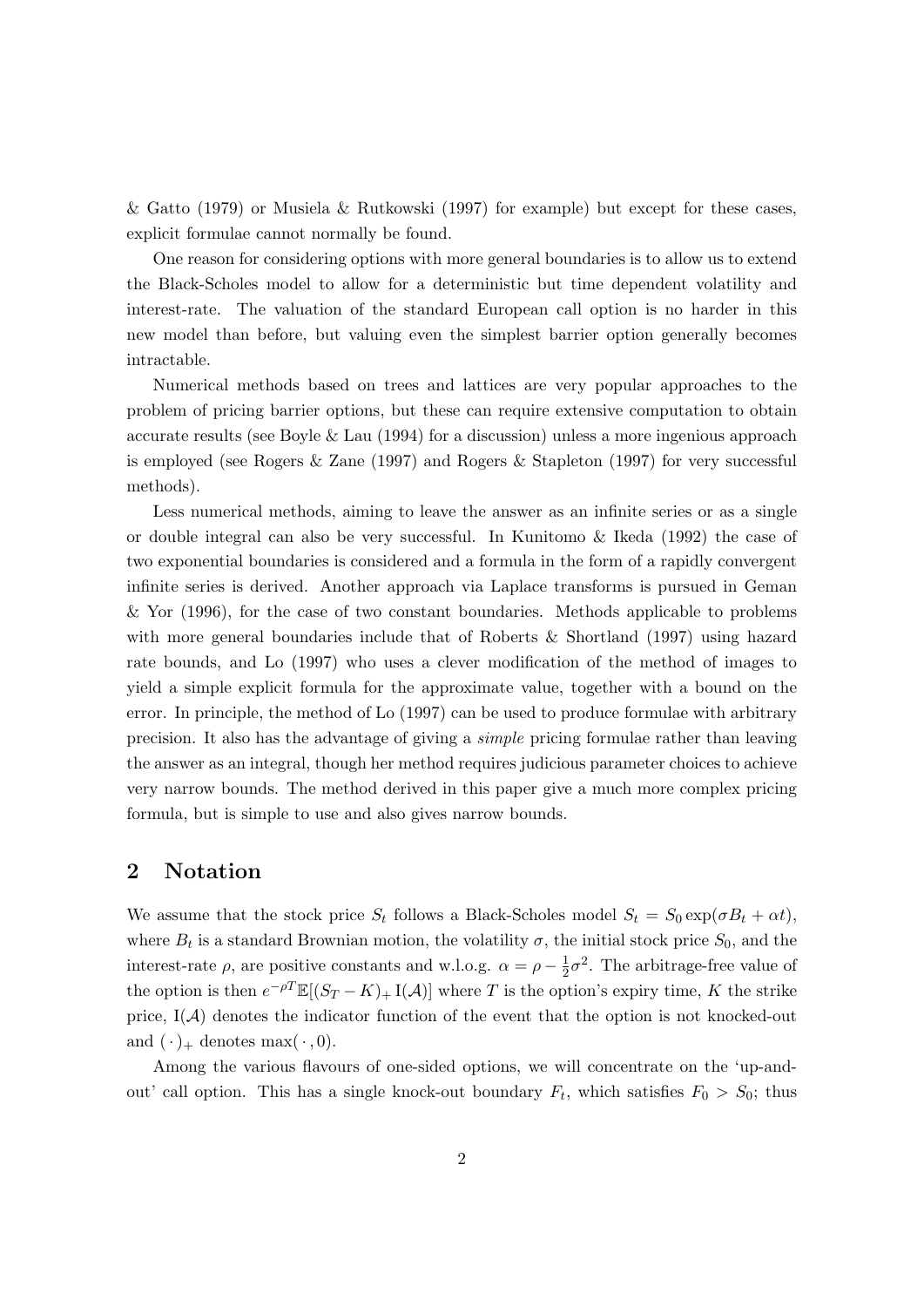& Gatto (1979) or Musiela & Rutkowski (1997) for example) but except for these cases, explicit formulae cannot normally be found.

One reason for considering options with more general boundaries is to allow us to extend the Black-Scholes model to allow for a deterministic but time dependent volatility and interest-rate. The valuation of the standard European call option is no harder in this new model than before, but valuing even the simplest barrier option generally becomes intractable.

Numerical methods based on trees and lattices are very popular approaches to the problem of pricing barrier options, but these can require extensive computation to obtain accurate results (see Boyle & Lau (1994) for a discussion) unless a more ingenious approach is employed (see Rogers & Zane (1997) and Rogers & Stapleton (1997) for very successful methods).

Less numerical methods, aiming to leave the answer as an infinite series or as a single or double integral can also be very successful. In Kunitomo & Ikeda (1992) the case of two exponential boundaries is considered and a formula in the form of a rapidly convergent infinite series is derived. Another approach via Laplace transforms is pursued in Geman & Yor (1996), for the case of two constant boundaries. Methods applicable to problems with more general boundaries include that of Roberts & Shortland (1997) using hazard rate bounds, and Lo (1997) who uses a clever modification of the method of images to yield a simple explicit formula for the approximate value, together with a bound on the error. In principle, the method of Lo (1997) can be used to produce formulae with arbitrary precision. It also has the advantage of giving a *simple* pricing formulae rather than leaving the answer as an integral, though her method requires judicious parameter choices to achieve very narrow bounds. The method derived in this paper give a much more complex pricing formula, but is simple to use and also gives narrow bounds.

## 2 Notation

We assume that the stock price $S_t$ follows a Black-Scholes model $S_t = S_0 \exp(\sigma B_t + \alpha t)$, where $B_t$ is a standard Brownian motion, the volatility $\sigma$, the initial stock price $S_0$, and the interest-rate $\rho$, are positive constants and w.l.o.g. $\alpha = \rho - \frac{1}{2}\sigma^2$. The arbitrage-free value of the option is then $e^{-\rho T}\mathbb{E}[(S_T - K)_+ \, \mathrm{I}(\mathcal{A})]$ where $T$ is the option's expiry time, $K$ the strike price, $\mathrm{I}(\mathcal{A})$ denotes the indicator function of the event that the option is not knocked-out and $(\,\cdot\,)_+$ denotes $\max(\,\cdot\,, 0)$.

Among the various flavours of one-sided options, we will concentrate on the 'up-and-out' call option. This has a single knock-out boundary $F_t$, which satisfies $F_0 > S_0$; thus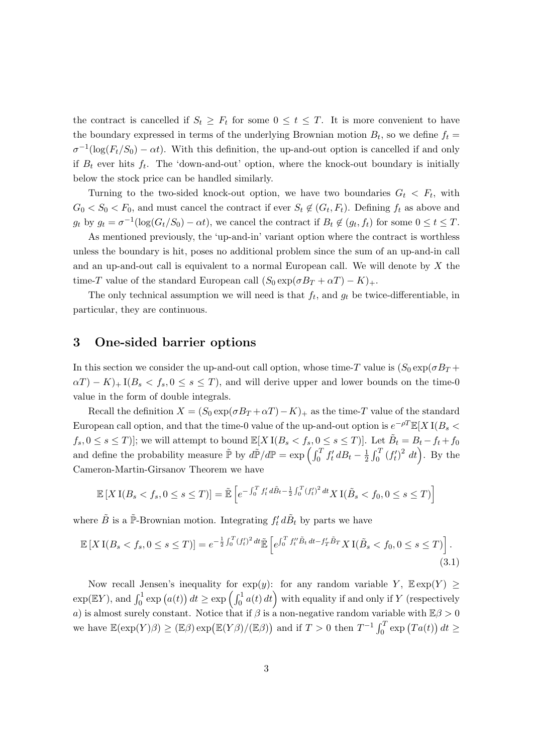the contract is cancelled if $S_t \geq F_t$ for some $0 \leq t \leq T$. It is more convenient to have the boundary expressed in terms of the underlying Brownian motion $B_t$, so we define $f_t = \sigma^{-1}(\log(F_t/S_0) - \alpha t)$. With this definition, the up-and-out option is cancelled if and only if $B_t$ ever hits $f_t$. The 'down-and-out' option, where the knock-out boundary is initially below the stock price can be handled similarly.

Turning to the two-sided knock-out option, we have two boundaries $G_t < F_t$, with $G_0 < S_0 < F_0$, and must cancel the contract if ever $S_t \notin (G_t, F_t)$. Defining $f_t$ as above and $g_t$ by $g_t = \sigma^{-1}(\log(G_t/S_0) - \alpha t)$, we cancel the contract if $B_t \notin (g_t, f_t)$ for some $0 \leq t \leq T$.

As mentioned previously, the 'up-and-in' variant option where the contract is worthless unless the boundary is hit, poses no additional problem since the sum of an up-and-in call and an up-and-out call is equivalent to a normal European call. We will denote by $X$ the time-$T$ value of the standard European call $(S_0 \exp(\sigma B_T + \alpha T) - K)_+$.

The only technical assumption we will need is that $f_t$, and $g_t$ be twice-differentiable, in particular, they are continuous.

## 3 One-sided barrier options

In this section we consider the up-and-out call option, whose time-$T$ value is $(S_0 \exp(\sigma B_T + \alpha T) - K)_+ \,\mathrm{I}(B_s < f_s, 0 \leq s \leq T)$, and will derive upper and lower bounds on the time-0 value in the form of double integrals.

Recall the definition $X = (S_0 \exp(\sigma B_T + \alpha T) - K)_+$ as the time-$T$ value of the standard European call option, and that the time-0 value of the up-and-out option is $e^{-\rho T}\mathbb{E}[X\,\mathrm{I}(B_s < f_s, 0 \leq s \leq T)]$; we will attempt to bound $\mathbb{E}[X\,\mathrm{I}(B_s < f_s, 0 \leq s \leq T)]$. Let $\tilde{B}_t = B_t - f_t + f_0$ and define the probability measure $\tilde{\mathbb{P}}$ by $d\tilde{\mathbb{P}}/d\mathbb{P} = \exp\left(\int_0^T f'_t \, dB_t - \frac{1}{2}\int_0^T (f'_t)^2 \, dt\right)$. By the Cameron-Martin-Girsanov Theorem we have

$$\mathbb{E}\left[X\,\mathrm{I}(B_s < f_s, 0 \leq s \leq T)\right] = \tilde{\mathbb{E}}\left[e^{-\int_0^T f'_t \, d\tilde{B}_t - \frac{1}{2}\int_0^T (f'_t)^2 \, dt} X\,\mathrm{I}(\tilde{B}_s < f_0, 0 \leq s \leq T)\right]$$

where $\tilde{B}$ is a $\tilde{\mathbb{P}}$-Brownian motion. Integrating $f'_t \, d\tilde{B}_t$ by parts we have

$$\mathbb{E}\left[X\,\mathrm{I}(B_s < f_s, 0 \leq s \leq T)\right] = e^{-\frac{1}{2}\int_0^T (f'_t)^2 \, dt}\tilde{\mathbb{E}}\left[e^{\int_0^T f''_t \tilde{B}_t \, dt - f'_T \tilde{B}_T} X\,\mathrm{I}(\tilde{B}_s < f_0, 0 \leq s \leq T)\right]. \tag{3.1}$$

Now recall Jensen's inequality for $\exp(y)$: for any random variable $Y$, $\mathbb{E}\exp(Y) \geq \exp(\mathbb{E}Y)$, and $\int_0^1 \exp\left(a(t)\right) dt \geq \exp\left(\int_0^1 a(t)\, dt\right)$ with equality if and only if $Y$ (respectively $a$) is almost surely constant. Notice that if $\beta$ is a non-negative random variable with $\mathbb{E}\beta > 0$ we have $\mathbb{E}(\exp(Y)\beta) \geq (\mathbb{E}\beta)\exp\left(\mathbb{E}(Y\beta)/(\mathbb{E}\beta)\right)$ and if $T > 0$ then $T^{-1}\int_0^T \exp\left(Ta(t)\right) dt \geq$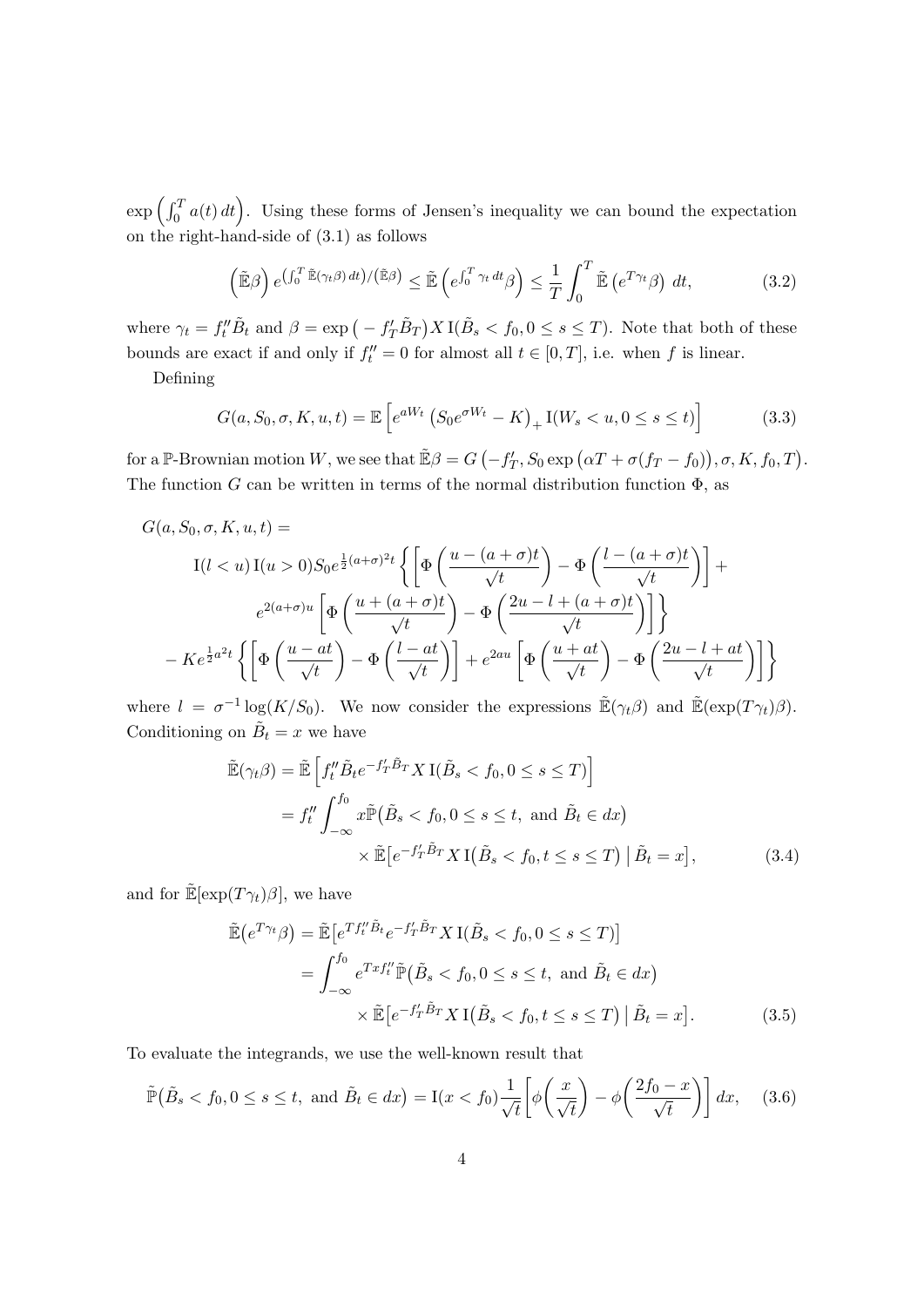$\exp\left(\int_0^T a(t)\,dt\right)$. Using these forms of Jensen's inequality we can bound the expectation on the right-hand-side of (3.1) as follows

$$\left(\tilde{\mathbb{E}}\beta\right) e^{\left(\int_0^T \tilde{\mathbb{E}}(\gamma_t\beta)\,dt\right)/\left(\tilde{\mathbb{E}}\beta\right)} \le \tilde{\mathbb{E}}\left(e^{\int_0^T \gamma_t\,dt}\beta\right) \le \frac{1}{T}\int_0^T \tilde{\mathbb{E}}\left(e^{T\gamma_t}\beta\right)\,dt, \tag{3.2}$$

where $\gamma_t = f_t''\tilde{B}_t$ and $\beta = \exp\left(-f_T'\tilde{B}_T\right)X\,\mathrm{I}(\tilde{B}_s < f_0, 0 \le s \le T)$. Note that both of these bounds are exact if and only if $f_t'' = 0$ for almost all $t \in [0,T]$, i.e. when $f$ is linear.

Defining

$$G(a, S_0, \sigma, K, u, t) = \mathbb{E}\left[e^{aW_t}\left(S_0 e^{\sigma W_t} - K\right)_+ \mathrm{I}(W_s < u, 0 \le s \le t)\right] \tag{3.3}$$

for a $\mathbb{P}$-Brownian motion $W$, we see that $\tilde{\mathbb{E}}\beta = G\left(-f_T', S_0\exp\left(\alpha T + \sigma(f_T - f_0)\right), \sigma, K, f_0, T\right)$. The function $G$ can be written in terms of the normal distribution function $\Phi$, as

$$\begin{aligned}
G(a, S_0, \sigma, K, u, t) &= \\
&\mathrm{I}(l < u)\,\mathrm{I}(u > 0) S_0 e^{\frac{1}{2}(a+\sigma)^2 t}\left\{\left[\Phi\left(\frac{u-(a+\sigma)t}{\sqrt{t}}\right) - \Phi\left(\frac{l-(a+\sigma)t}{\sqrt{t}}\right)\right] + \right.\\
&\left. e^{2(a+\sigma)u}\left[\Phi\left(\frac{u+(a+\sigma)t}{\sqrt{t}}\right) - \Phi\left(\frac{2u-l+(a+\sigma)t}{\sqrt{t}}\right)\right]\right\}\\
&- K e^{\frac{1}{2}a^2 t}\left\{\left[\Phi\left(\frac{u-at}{\sqrt{t}}\right) - \Phi\left(\frac{l-at}{\sqrt{t}}\right)\right] + e^{2au}\left[\Phi\left(\frac{u+at}{\sqrt{t}}\right) - \Phi\left(\frac{2u-l+at}{\sqrt{t}}\right)\right]\right\}
\end{aligned}$$

where $l = \sigma^{-1}\log(K/S_0)$. We now consider the expressions $\tilde{\mathbb{E}}(\gamma_t\beta)$ and $\tilde{\mathbb{E}}(\exp(T\gamma_t)\beta)$. Conditioning on $\tilde{B}_t = x$ we have

$$\begin{aligned}
\tilde{\mathbb{E}}(\gamma_t\beta) &= \tilde{\mathbb{E}}\left[f_t''\tilde{B}_t e^{-f_T'\tilde{B}_T} X\,\mathrm{I}(\tilde{B}_s < f_0, 0 \le s \le T)\right]\\
&= f_t''\int_{-\infty}^{f_0} x\tilde{\mathbb{P}}\left(\tilde{B}_s < f_0, 0 \le s \le t, \text{ and } \tilde{B}_t \in dx\right)\\
&\quad\times \tilde{\mathbb{E}}\left[e^{-f_T'\tilde{B}_T} X\,\mathrm{I}\left(\tilde{B}_s < f_0, t \le s \le T\right) \,\middle|\, \tilde{B}_t = x\right],
\end{aligned} \tag{3.4}$$

and for $\tilde{\mathbb{E}}[\exp(T\gamma_t)\beta]$, we have

$$\begin{aligned}
\tilde{\mathbb{E}}\left(e^{T\gamma_t}\beta\right) &= \tilde{\mathbb{E}}\left[e^{Tf_t''\tilde{B}_t} e^{-f_T'\tilde{B}_T} X\,\mathrm{I}(\tilde{B}_s < f_0, 0 \le s \le T)\right]\\
&= \int_{-\infty}^{f_0} e^{Txf_t''}\tilde{\mathbb{P}}\left(\tilde{B}_s < f_0, 0 \le s \le t, \text{ and } \tilde{B}_t \in dx\right)\\
&\quad\times \tilde{\mathbb{E}}\left[e^{-f_T'\tilde{B}_T} X\,\mathrm{I}\left(\tilde{B}_s < f_0, t \le s \le T\right) \,\middle|\, \tilde{B}_t = x\right].
\end{aligned} \tag{3.5}$$

To evaluate the integrands, we use the well-known result that

$$\tilde{\mathbb{P}}\left(\tilde{B}_s < f_0, 0 \le s \le t, \text{ and } \tilde{B}_t \in dx\right) = \mathrm{I}(x < f_0)\frac{1}{\sqrt{t}}\left[\phi\left(\frac{x}{\sqrt{t}}\right) - \phi\left(\frac{2f_0 - x}{\sqrt{t}}\right)\right]dx, \tag{3.6}$$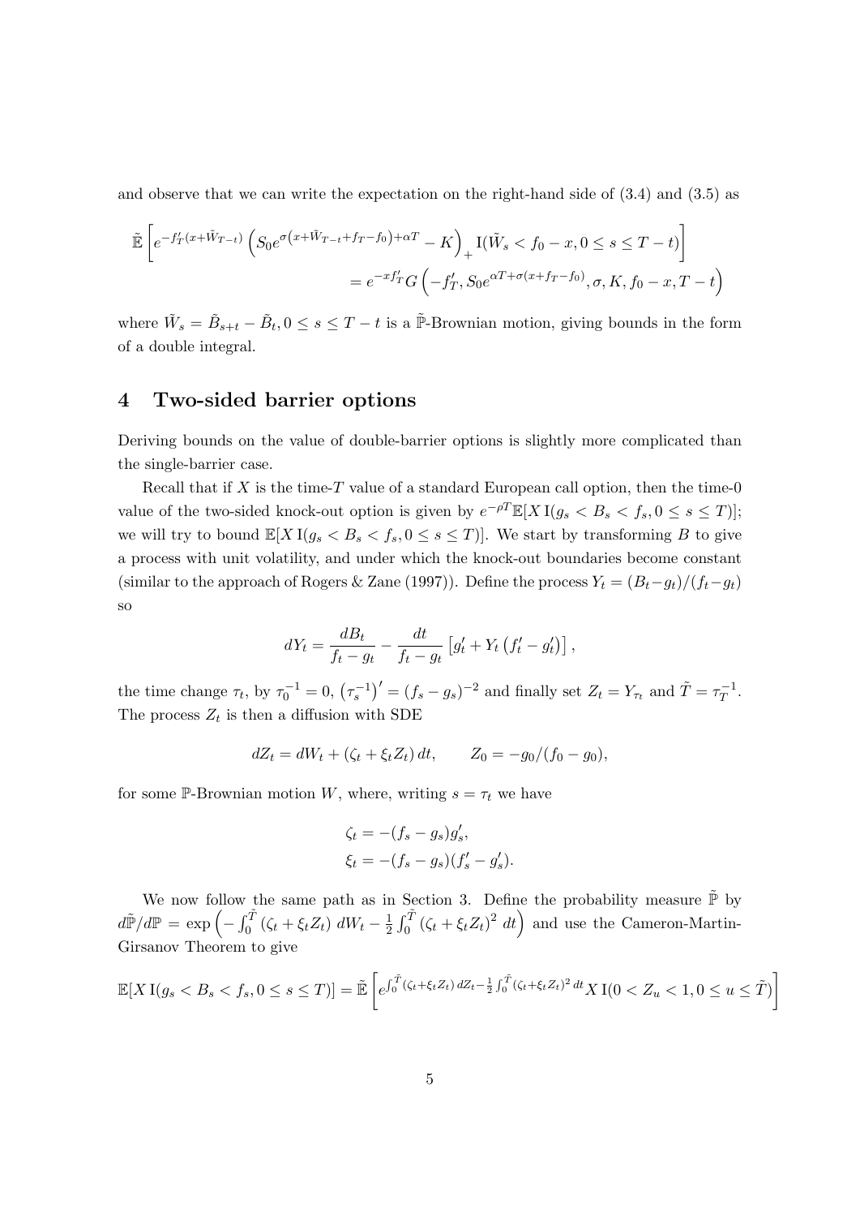and observe that we can write the expectation on the right-hand side of (3.4) and (3.5) as

$$\tilde{\mathbb{E}}\left[e^{-f_T'(x+\tilde{W}_{T-t})}\left(S_0 e^{\sigma\left(x+\tilde{W}_{T-t}+f_T-f_0\right)+\alpha T}-K\right)_+ \mathrm{I}(\tilde{W}_s<f_0-x, 0\leq s\leq T-t)\right]$$
$$= e^{-xf_T'}G\left(-f_T', S_0 e^{\alpha T+\sigma(x+f_T-f_0)}, \sigma, K, f_0-x, T-t\right)$$

where $\tilde{W}_s=\tilde{B}_{s+t}-\tilde{B}_t, 0\leq s\leq T-t$ is a $\tilde{\mathbb{P}}$-Brownian motion, giving bounds in the form of a double integral.

## 4 Two-sided barrier options

Deriving bounds on the value of double-barrier options is slightly more complicated than the single-barrier case.

Recall that if $X$ is the time-$T$ value of a standard European call option, then the time-0 value of the two-sided knock-out option is given by $e^{-\rho T}\mathbb{E}[X\,\mathrm{I}(g_s<B_s<f_s, 0\leq s\leq T)]$; we will try to bound $\mathbb{E}[X\,\mathrm{I}(g_s<B_s<f_s, 0\leq s\leq T)]$. We start by transforming $B$ to give a process with unit volatility, and under which the knock-out boundaries become constant (similar to the approach of Rogers & Zane (1997)). Define the process $Y_t=(B_t-g_t)/(f_t-g_t)$ so

$$dY_t=\frac{dB_t}{f_t-g_t}-\frac{dt}{f_t-g_t}\left[g_t'+Y_t\left(f_t'-g_t'\right)\right],$$

the time change $\tau_t$, by $\tau_0^{-1}=0$, $\left(\tau_s^{-1}\right)'=(f_s-g_s)^{-2}$ and finally set $Z_t=Y_{\tau_t}$ and $\tilde{T}=\tau_T^{-1}$. The process $Z_t$ is then a diffusion with SDE

$$dZ_t=dW_t+(\zeta_t+\xi_t Z_t)\,dt, \qquad Z_0=-g_0/(f_0-g_0),$$

for some $\mathbb{P}$-Brownian motion $W$, where, writing $s=\tau_t$ we have

$$\zeta_t=-(f_s-g_s)g_s',$$
$$\xi_t=-(f_s-g_s)(f_s'-g_s').$$

We now follow the same path as in Section 3. Define the probability measure $\tilde{\mathbb{P}}$ by $d\tilde{\mathbb{P}}/d\mathbb{P}=\exp\left(-\int_0^{\tilde{T}}(\zeta_t+\xi_t Z_t)\,dW_t-\frac{1}{2}\int_0^{\tilde{T}}(\zeta_t+\xi_t Z_t)^2\,dt\right)$ and use the Cameron-Martin-Girsanov Theorem to give

$$\mathbb{E}[X\,\mathrm{I}(g_s<B_s<f_s, 0\leq s\leq T)]=\tilde{\mathbb{E}}\left[e^{\int_0^{\tilde{T}}(\zeta_t+\xi_t Z_t)\,dZ_t-\frac{1}{2}\int_0^{\tilde{T}}(\zeta_t+\xi_t Z_t)^2\,dt}X\,\mathrm{I}(0<Z_u<1, 0\leq u\leq\tilde{T})\right]$$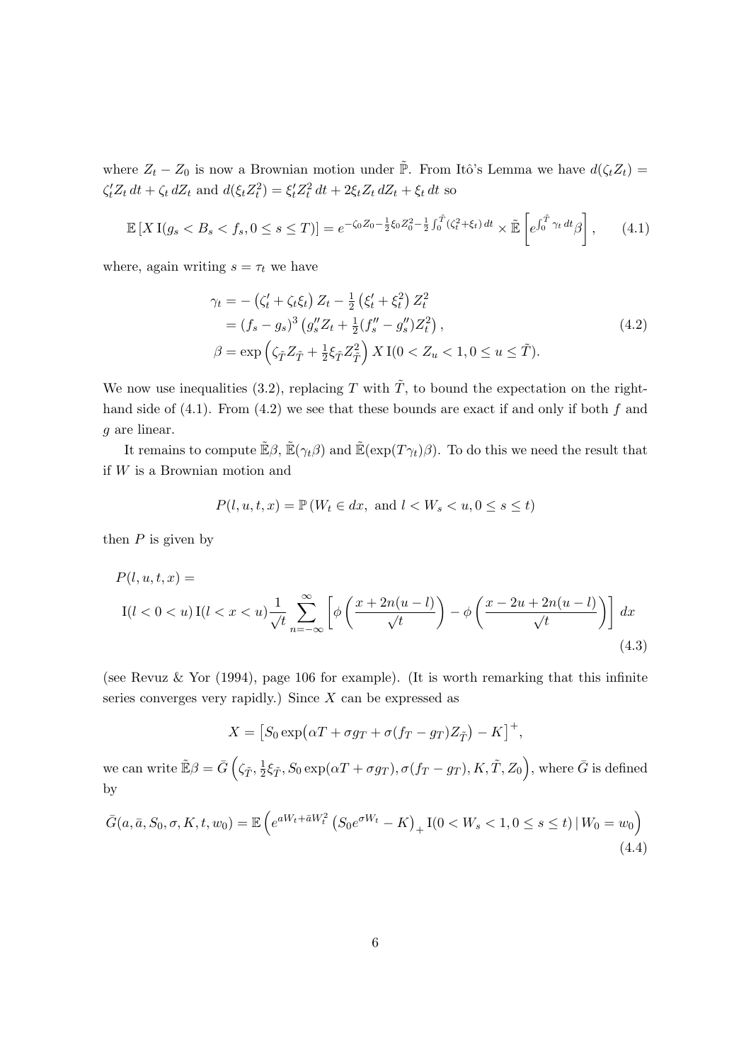where $Z_t - Z_0$ is now a Brownian motion under $\tilde{\mathbb{P}}$. From Itô's Lemma we have $d(\zeta_t Z_t) = \zeta_t' Z_t \, dt + \zeta_t \, dZ_t$ and $d(\xi_t Z_t^2) = \xi_t' Z_t^2 \, dt + 2\xi_t Z_t \, dZ_t + \xi_t \, dt$ so

$$
\mathbb{E}\left[X \, \mathrm{I}(g_s < B_s < f_s, 0 \le s \le T)\right] = e^{-\zeta_0 Z_0 - \frac{1}{2}\xi_0 Z_0^2 - \frac{1}{2}\int_0^{\tilde{T}} (\zeta_t^2 + \xi_t) \, dt} \times \tilde{\mathbb{E}}\left[ e^{\int_0^{\tilde{T}} \gamma_t \, dt} \beta \right], \tag{4.1}
$$

where, again writing $s = \tau_t$ we have

$$
\begin{aligned}
\gamma_t &= -\left(\zeta_t' + \zeta_t \xi_t\right) Z_t - \tfrac{1}{2}\left(\xi_t' + \xi_t^2\right) Z_t^2 \\
&= (f_s - g_s)^3 \left( g_s'' Z_t + \tfrac{1}{2}(f_s'' - g_s'') Z_t^2 \right), \\
\beta &= \exp\left( \zeta_{\tilde{T}} Z_{\tilde{T}} + \tfrac{1}{2}\xi_{\tilde{T}} Z_{\tilde{T}}^2 \right) X \, \mathrm{I}(0 < Z_u < 1, 0 \le u \le \tilde{T}).
\end{aligned} \tag{4.2}
$$

We now use inequalities (3.2), replacing $T$ with $\tilde{T}$, to bound the expectation on the right-hand side of (4.1). From (4.2) we see that these bounds are exact if and only if both $f$ and $g$ are linear.

It remains to compute $\tilde{\mathbb{E}}\beta$, $\tilde{\mathbb{E}}(\gamma_t \beta)$ and $\tilde{\mathbb{E}}(\exp(T\gamma_t)\beta)$. To do this we need the result that if $W$ is a Brownian motion and

$$
P(l, u, t, x) = \mathbb{P}\left( W_t \in dx, \text{ and } l < W_s < u, 0 \le s \le t \right)
$$

then $P$ is given by

$$
\begin{aligned}
&P(l, u, t, x) = \\
&\mathrm{I}(l < 0 < u) \, \mathrm{I}(l < x < u) \frac{1}{\sqrt{t}} \sum_{n=-\infty}^{\infty} \left[ \phi\left( \frac{x + 2n(u - l)}{\sqrt{t}} \right) - \phi\left( \frac{x - 2u + 2n(u - l)}{\sqrt{t}} \right) \right] dx
\end{aligned} \tag{4.3}
$$

(see Revuz & Yor (1994), page 106 for example). (It is worth remarking that this infinite series converges very rapidly.) Since $X$ can be expressed as

$$
X = \left[ S_0 \exp\bigl( \alpha T + \sigma g_T + \sigma (f_T - g_T) Z_{\tilde{T}} \bigr) - K \right]^+,
$$

we can write $\tilde{\mathbb{E}}\beta = \bar{G}\left( \zeta_{\tilde{T}}, \frac{1}{2}\xi_{\tilde{T}}, S_0 \exp(\alpha T + \sigma g_T), \sigma(f_T - g_T), K, \tilde{T}, Z_0 \right)$, where $\bar{G}$ is defined by

$$
\bar{G}(a, \bar{a}, S_0, \sigma, K, t, w_0) = \mathbb{E}\left( e^{a W_t + \bar{a} W_t^2} \left( S_0 e^{\sigma W_t} - K \right)_+ \mathrm{I}(0 < W_s < 1, 0 \le s \le t) \,|\, W_0 = w_0 \right) \tag{4.4}
$$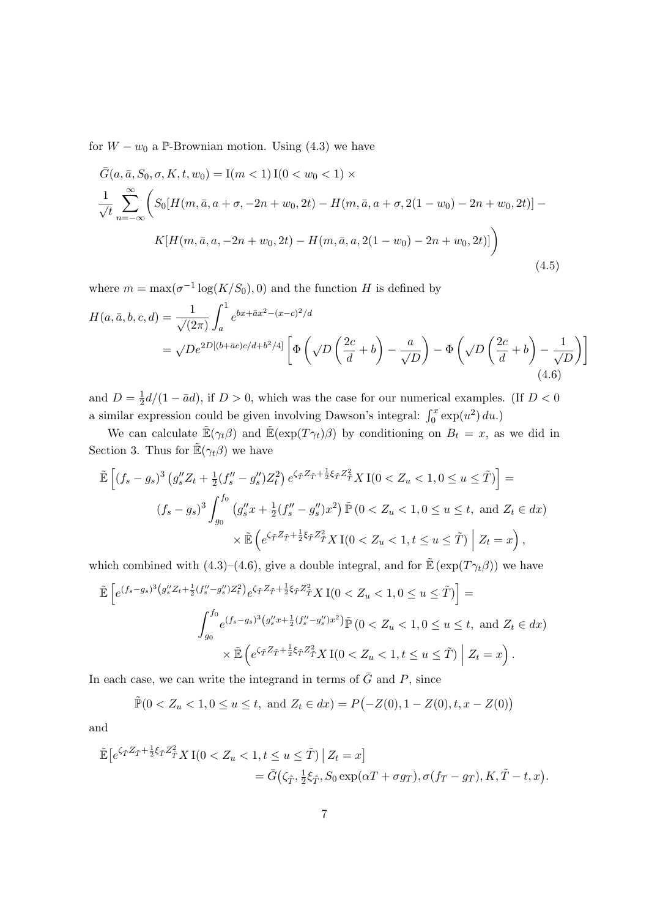for $W - w_0$ a $\mathbb{P}$-Brownian motion. Using (4.3) we have

$$
\begin{aligned}
&\bar{G}(a, \bar{a}, S_0, \sigma, K, t, w_0) = \mathrm{I}(m < 1)\, \mathrm{I}(0 < w_0 < 1) \times \\
&\frac{1}{\sqrt{t}} \sum_{n=-\infty}^{\infty} \Bigg( S_0[H(m, \bar{a}, a + \sigma, -2n + w_0, 2t) - H(m, \bar{a}, a + \sigma, 2(1 - w_0) - 2n + w_0, 2t)] - \\
&\qquad K[H(m, \bar{a}, a, -2n + w_0, 2t) - H(m, \bar{a}, a, 2(1 - w_0) - 2n + w_0, 2t)] \Bigg)
\end{aligned}
\tag{4.5}
$$

where $m = \max(\sigma^{-1} \log(K/S_0), 0)$ and the function $H$ is defined by

$$
\begin{aligned}
H(a, \bar{a}, b, c, d) &= \frac{1}{\sqrt{(2\pi)}} \int_a^1 e^{bx + \bar{a}x^2 - (x-c)^2/d} \\
&= \sqrt{D} e^{2D[(b + \bar{a}c)c/d + b^2/4]} \left[ \Phi\left( \sqrt{D} \left( \frac{2c}{d} + b \right) - \frac{a}{\sqrt{D}} \right) - \Phi\left( \sqrt{D} \left( \frac{2c}{d} + b \right) - \frac{1}{\sqrt{D}} \right) \right]
\end{aligned}
\tag{4.6}
$$

and $D = \frac{1}{2}d/(1 - \bar{a}d)$, if $D > 0$, which was the case for our numerical examples. (If $D < 0$ a similar expression could be given involving Dawson's integral: $\int_0^x \exp(u^2)\, du$.)

We can calculate $\tilde{\mathbb{E}}(\gamma_t \beta)$ and $\tilde{\mathbb{E}}(\exp(T\gamma_t)\beta)$ by conditioning on $B_t = x$, as we did in Section 3. Thus for $\tilde{\mathbb{E}}(\gamma_t \beta)$ we have

$$
\begin{aligned}
&\tilde{\mathbb{E}}\left[ (f_s - g_s)^3 \left( g_s'' Z_t + \tfrac{1}{2}(f_s'' - g_s'') Z_t^2 \right) e^{\zeta_{\tilde{T}} Z_{\tilde{T}} + \frac{1}{2}\xi_{\tilde{T}} Z_{\tilde{T}}^2} X\, \mathrm{I}(0 < Z_u < 1, 0 \le u \le \tilde{T}) \right] = \\
&\qquad (f_s - g_s)^3 \int_{g_0}^{f_0} \left( g_s'' x + \tfrac{1}{2}(f_s'' - g_s'') x^2 \right) \tilde{\mathbb{P}}\left( 0 < Z_u < 1, 0 \le u \le t, \text{ and } Z_t \in dx \right) \\
&\qquad\qquad \times \tilde{\mathbb{E}}\left( e^{\zeta_{\tilde{T}} Z_{\tilde{T}} + \frac{1}{2}\xi_{\tilde{T}} Z_{\tilde{T}}^2} X\, \mathrm{I}(0 < Z_u < 1, t \le u \le \tilde{T}) \;\Big|\; Z_t = x \right),
\end{aligned}
$$

which combined with (4.3)–(4.6), give a double integral, and for $\tilde{\mathbb{E}}\left(\exp(T\gamma_t \beta)\right)$ we have

$$
\begin{aligned}
&\tilde{\mathbb{E}}\left[ e^{(f_s - g_s)^3 \left( g_s'' Z_t + \frac{1}{2}(f_s'' - g_s'') Z_t^2 \right)} e^{\zeta_{\tilde{T}} Z_{\tilde{T}} + \frac{1}{2}\xi_{\tilde{T}} Z_{\tilde{T}}^2} X\, \mathrm{I}(0 < Z_u < 1, 0 \le u \le \tilde{T}) \right] = \\
&\qquad \int_{g_0}^{f_0} e^{(f_s - g_s)^3 \left( g_s'' x + \frac{1}{2}(f_s'' - g_s'') x^2 \right)} \tilde{\mathbb{P}}\left( 0 < Z_u < 1, 0 \le u \le t, \text{ and } Z_t \in dx \right) \\
&\qquad\qquad \times \tilde{\mathbb{E}}\left( e^{\zeta_{\tilde{T}} Z_{\tilde{T}} + \frac{1}{2}\xi_{\tilde{T}} Z_{\tilde{T}}^2} X\, \mathrm{I}(0 < Z_u < 1, t \le u \le \tilde{T}) \;\Big|\; Z_t = x \right).
\end{aligned}
$$

In each case, we can write the integrand in terms of $\bar{G}$ and $P$, since

$$
\tilde{\mathbb{P}}(0 < Z_u < 1, 0 \le u \le t, \text{ and } Z_t \in dx) = P\big(-Z(0), 1 - Z(0), t, x - Z(0)\big)
$$

and

$$
\begin{aligned}
&\tilde{\mathbb{E}}\big[ e^{\zeta_{\tilde{T}} Z_{\tilde{T}} + \frac{1}{2}\xi_{\tilde{T}} Z_{\tilde{T}}^2} X\, \mathrm{I}(0 < Z_u < 1, t \le u \le \tilde{T}) \,\big|\, Z_t = x \big] \\
&\qquad\qquad = \bar{G}\big( \zeta_{\tilde{T}}, \tfrac{1}{2}\xi_{\tilde{T}}, S_0 \exp(\alpha T + \sigma g_T), \sigma(f_T - g_T), K, \tilde{T} - t, x \big).
\end{aligned}
$$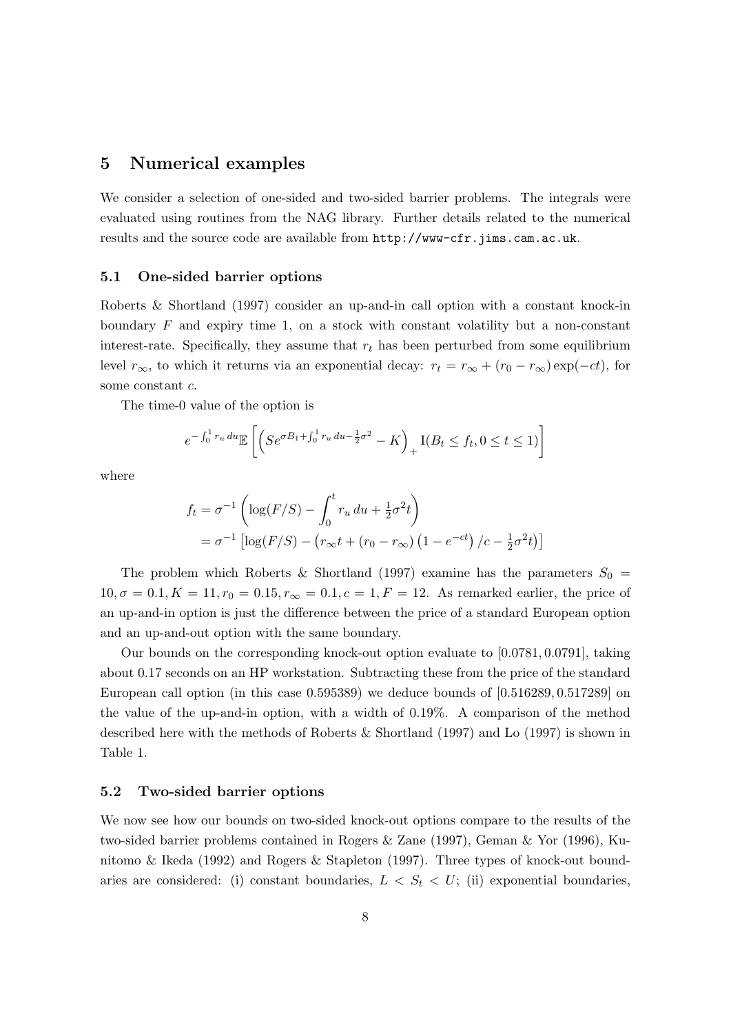## 5 Numerical examples

We consider a selection of one-sided and two-sided barrier problems. The integrals were evaluated using routines from the NAG library. Further details related to the numerical results and the source code are available from `http://www-cfr.jims.cam.ac.uk`.

### 5.1 One-sided barrier options

Roberts & Shortland (1997) consider an up-and-in call option with a constant knock-in boundary $F$ and expiry time 1, on a stock with constant volatility but a non-constant interest-rate. Specifically, they assume that $r_t$ has been perturbed from some equilibrium level $r_\infty$, to which it returns via an exponential decay: $r_t = r_\infty + (r_0 - r_\infty)\exp(-ct)$, for some constant $c$.

The time-0 value of the option is

$$e^{-\int_0^1 r_u\,du}\mathbb{E}\left[\left(Se^{\sigma B_1 + \int_0^1 r_u\,du - \frac{1}{2}\sigma^2} - K\right)_+ \mathrm{I}(B_t \le f_t, 0 \le t \le 1)\right]$$

where

$$\begin{aligned}
f_t &= \sigma^{-1}\left(\log(F/S) - \int_0^t r_u\,du + \tfrac{1}{2}\sigma^2 t\right) \\
&= \sigma^{-1}\left[\log(F/S) - \left(r_\infty t + (r_0 - r_\infty)\left(1 - e^{-ct}\right)/c - \tfrac{1}{2}\sigma^2 t\right)\right]
\end{aligned}$$

The problem which Roberts & Shortland (1997) examine has the parameters $S_0 = 10, \sigma = 0.1, K = 11, r_0 = 0.15, r_\infty = 0.1, c = 1, F = 12$. As remarked earlier, the price of an up-and-in option is just the difference between the price of a standard European option and an up-and-out option with the same boundary.

Our bounds on the corresponding knock-out option evaluate to $[0.0781, 0.0791]$, taking about 0.17 seconds on an HP workstation. Subtracting these from the price of the standard European call option (in this case 0.595389) we deduce bounds of $[0.516289, 0.517289]$ on the value of the up-and-in option, with a width of 0.19%. A comparison of the method described here with the methods of Roberts & Shortland (1997) and Lo (1997) is shown in Table 1.

### 5.2 Two-sided barrier options

We now see how our bounds on two-sided knock-out options compare to the results of the two-sided barrier problems contained in Rogers & Zane (1997), Geman & Yor (1996), Kunitomo & Ikeda (1992) and Rogers & Stapleton (1997). Three types of knock-out boundaries are considered: (i) constant boundaries, $L < S_t < U$; (ii) exponential boundaries,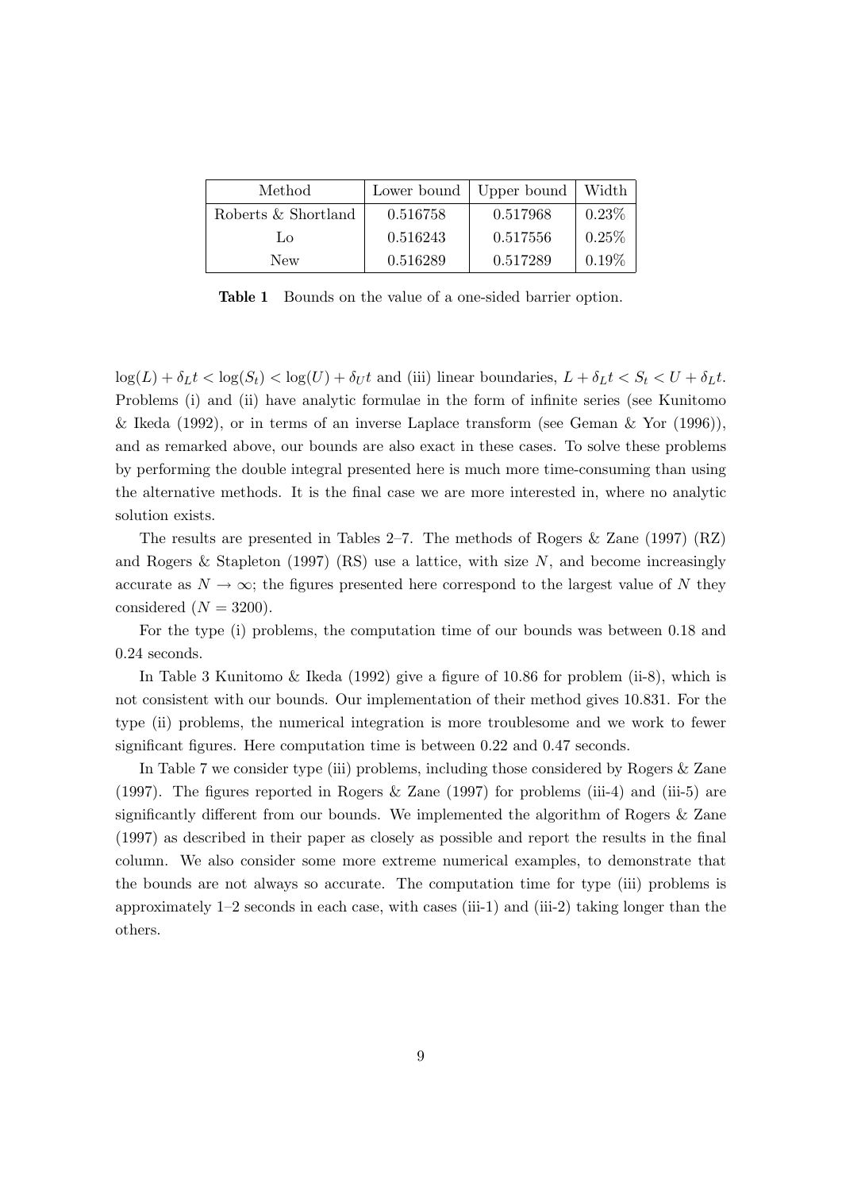| Method | Lower bound | Upper bound | Width |
|---|---|---|---|
| Roberts & Shortland | 0.516758 | 0.517968 | 0.23% |
| Lo | 0.516243 | 0.517556 | 0.25% |
| New | 0.516289 | 0.517289 | 0.19% |

**Table 1** Bounds on the value of a one-sided barrier option.

$\log(L) + \delta_L t < \log(S_t) < \log(U) + \delta_U t$ and (iii) linear boundaries, $L + \delta_L t < S_t < U + \delta_L t$. Problems (i) and (ii) have analytic formulae in the form of infinite series (see Kunitomo & Ikeda (1992), or in terms of an inverse Laplace transform (see Geman & Yor (1996)), and as remarked above, our bounds are also exact in these cases. To solve these problems by performing the double integral presented here is much more time-consuming than using the alternative methods. It is the final case we are more interested in, where no analytic solution exists.

The results are presented in Tables 2–7. The methods of Rogers & Zane (1997) (RZ) and Rogers & Stapleton (1997) (RS) use a lattice, with size $N$, and become increasingly accurate as $N \to \infty$; the figures presented here correspond to the largest value of $N$ they considered ($N = 3200$).

For the type (i) problems, the computation time of our bounds was between 0.18 and 0.24 seconds.

In Table 3 Kunitomo & Ikeda (1992) give a figure of 10.86 for problem (ii-8), which is not consistent with our bounds. Our implementation of their method gives 10.831. For the type (ii) problems, the numerical integration is more troublesome and we work to fewer significant figures. Here computation time is between 0.22 and 0.47 seconds.

In Table 7 we consider type (iii) problems, including those considered by Rogers & Zane (1997). The figures reported in Rogers & Zane (1997) for problems (iii-4) and (iii-5) are significantly different from our bounds. We implemented the algorithm of Rogers & Zane (1997) as described in their paper as closely as possible and report the results in the final column. We also consider some more extreme numerical examples, to demonstrate that the bounds are not always so accurate. The computation time for type (iii) problems is approximately 1–2 seconds in each case, with cases (iii-1) and (iii-2) taking longer than the others.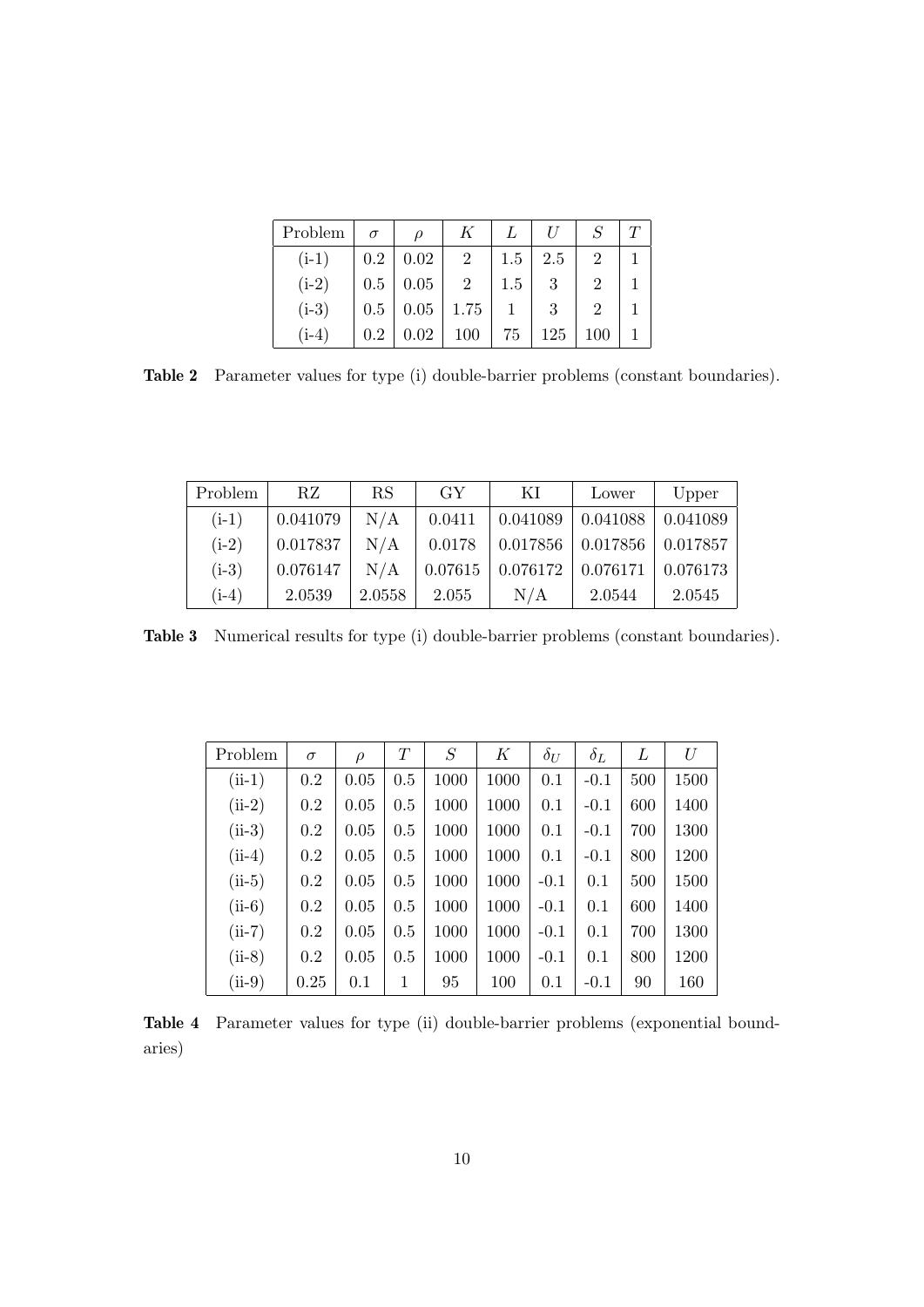| Problem | $\sigma$ | $\rho$ | $K$ | $L$ | $U$ | $S$ | $T$ |
|---|---|---|---|---|---|---|---|
| (i-1) | 0.2 | 0.02 | 2 | 1.5 | 2.5 | 2 | 1 |
| (i-2) | 0.5 | 0.05 | 2 | 1.5 | 3 | 2 | 1 |
| (i-3) | 0.5 | 0.05 | 1.75 | 1 | 3 | 2 | 1 |
| (i-4) | 0.2 | 0.02 | 100 | 75 | 125 | 100 | 1 |

**Table 2** Parameter values for type (i) double-barrier problems (constant boundaries).

| Problem | RZ | RS | GY | KI | Lower | Upper |
|---|---|---|---|---|---|---|
| (i-1) | 0.041079 | N/A | 0.0411 | 0.041089 | 0.041088 | 0.041089 |
| (i-2) | 0.017837 | N/A | 0.0178 | 0.017856 | 0.017856 | 0.017857 |
| (i-3) | 0.076147 | N/A | 0.07615 | 0.076172 | 0.076171 | 0.076173 |
| (i-4) | 2.0539 | 2.0558 | 2.055 | N/A | 2.0544 | 2.0545 |

**Table 3** Numerical results for type (i) double-barrier problems (constant boundaries).

| Problem | $\sigma$ | $\rho$ | $T$ | $S$ | $K$ | $\delta_U$ | $\delta_L$ | $L$ | $U$ |
|---|---|---|---|---|---|---|---|---|---|
| (ii-1) | 0.2 | 0.05 | 0.5 | 1000 | 1000 | 0.1 | -0.1 | 500 | 1500 |
| (ii-2) | 0.2 | 0.05 | 0.5 | 1000 | 1000 | 0.1 | -0.1 | 600 | 1400 |
| (ii-3) | 0.2 | 0.05 | 0.5 | 1000 | 1000 | 0.1 | -0.1 | 700 | 1300 |
| (ii-4) | 0.2 | 0.05 | 0.5 | 1000 | 1000 | 0.1 | -0.1 | 800 | 1200 |
| (ii-5) | 0.2 | 0.05 | 0.5 | 1000 | 1000 | -0.1 | 0.1 | 500 | 1500 |
| (ii-6) | 0.2 | 0.05 | 0.5 | 1000 | 1000 | -0.1 | 0.1 | 600 | 1400 |
| (ii-7) | 0.2 | 0.05 | 0.5 | 1000 | 1000 | -0.1 | 0.1 | 700 | 1300 |
| (ii-8) | 0.2 | 0.05 | 0.5 | 1000 | 1000 | -0.1 | 0.1 | 800 | 1200 |
| (ii-9) | 0.25 | 0.1 | 1 | 95 | 100 | 0.1 | -0.1 | 90 | 160 |

**Table 4** Parameter values for type (ii) double-barrier problems (exponential boundaries)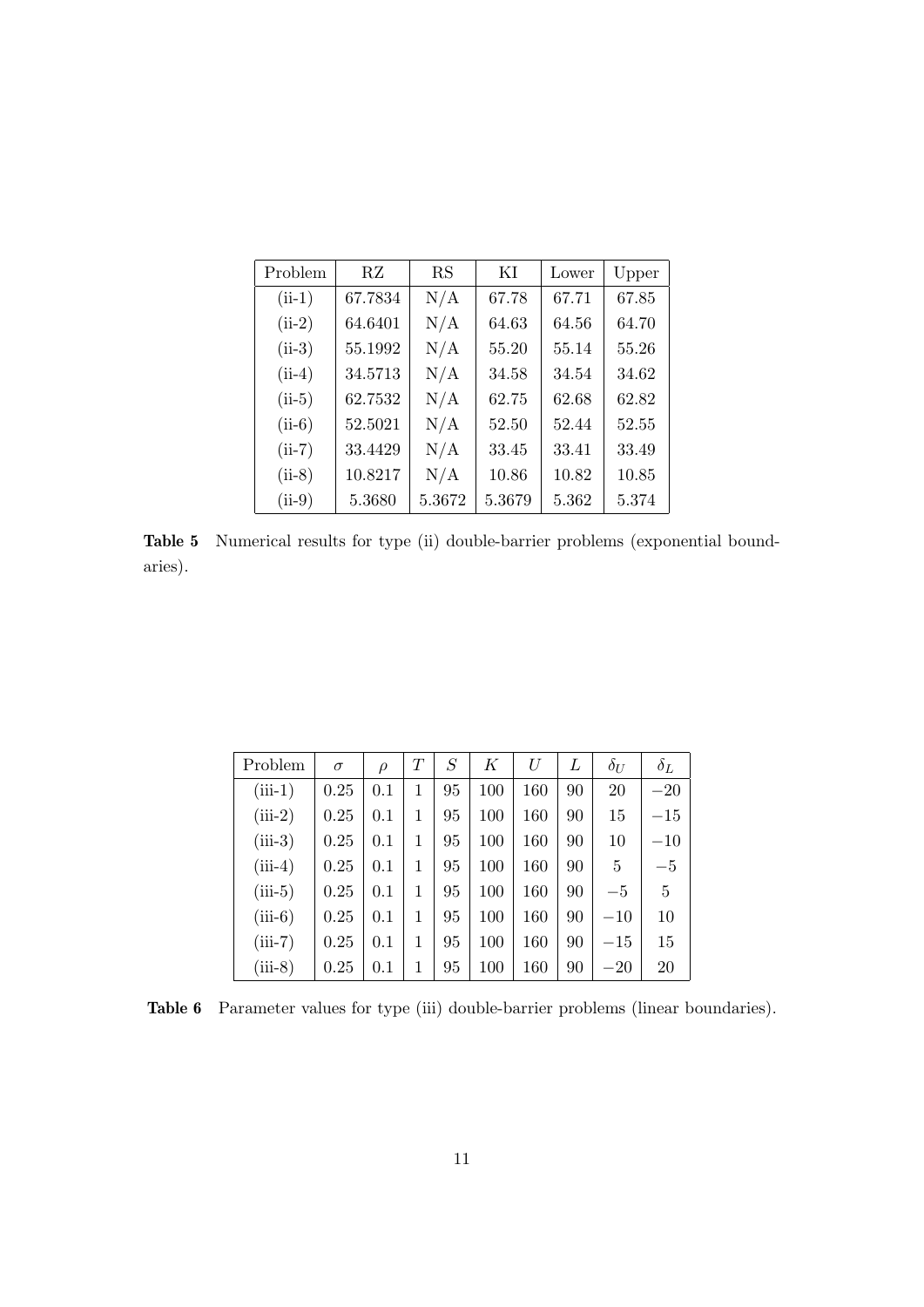| Problem | RZ | RS | KI | Lower | Upper |
|---|---|---|---|---|---|
| (ii-1) | 67.7834 | N/A | 67.78 | 67.71 | 67.85 |
| (ii-2) | 64.6401 | N/A | 64.63 | 64.56 | 64.70 |
| (ii-3) | 55.1992 | N/A | 55.20 | 55.14 | 55.26 |
| (ii-4) | 34.5713 | N/A | 34.58 | 34.54 | 34.62 |
| (ii-5) | 62.7532 | N/A | 62.75 | 62.68 | 62.82 |
| (ii-6) | 52.5021 | N/A | 52.50 | 52.44 | 52.55 |
| (ii-7) | 33.4429 | N/A | 33.45 | 33.41 | 33.49 |
| (ii-8) | 10.8217 | N/A | 10.86 | 10.82 | 10.85 |
| (ii-9) | 5.3680 | 5.3672 | 5.3679 | 5.362 | 5.374 |

**Table 5** Numerical results for type (ii) double-barrier problems (exponential boundaries).

| Problem | $\sigma$ | $\rho$ | $T$ | $S$ | $K$ | $U$ | $L$ | $\delta_U$ | $\delta_L$ |
|---|---|---|---|---|---|---|---|---|---|
| (iii-1) | 0.25 | 0.1 | 1 | 95 | 100 | 160 | 90 | 20 | $-20$ |
| (iii-2) | 0.25 | 0.1 | 1 | 95 | 100 | 160 | 90 | 15 | $-15$ |
| (iii-3) | 0.25 | 0.1 | 1 | 95 | 100 | 160 | 90 | 10 | $-10$ |
| (iii-4) | 0.25 | 0.1 | 1 | 95 | 100 | 160 | 90 | 5 | $-5$ |
| (iii-5) | 0.25 | 0.1 | 1 | 95 | 100 | 160 | 90 | $-5$ | 5 |
| (iii-6) | 0.25 | 0.1 | 1 | 95 | 100 | 160 | 90 | $-10$ | 10 |
| (iii-7) | 0.25 | 0.1 | 1 | 95 | 100 | 160 | 90 | $-15$ | 15 |
| (iii-8) | 0.25 | 0.1 | 1 | 95 | 100 | 160 | 90 | $-20$ | 20 |

**Table 6** Parameter values for type (iii) double-barrier problems (linear boundaries).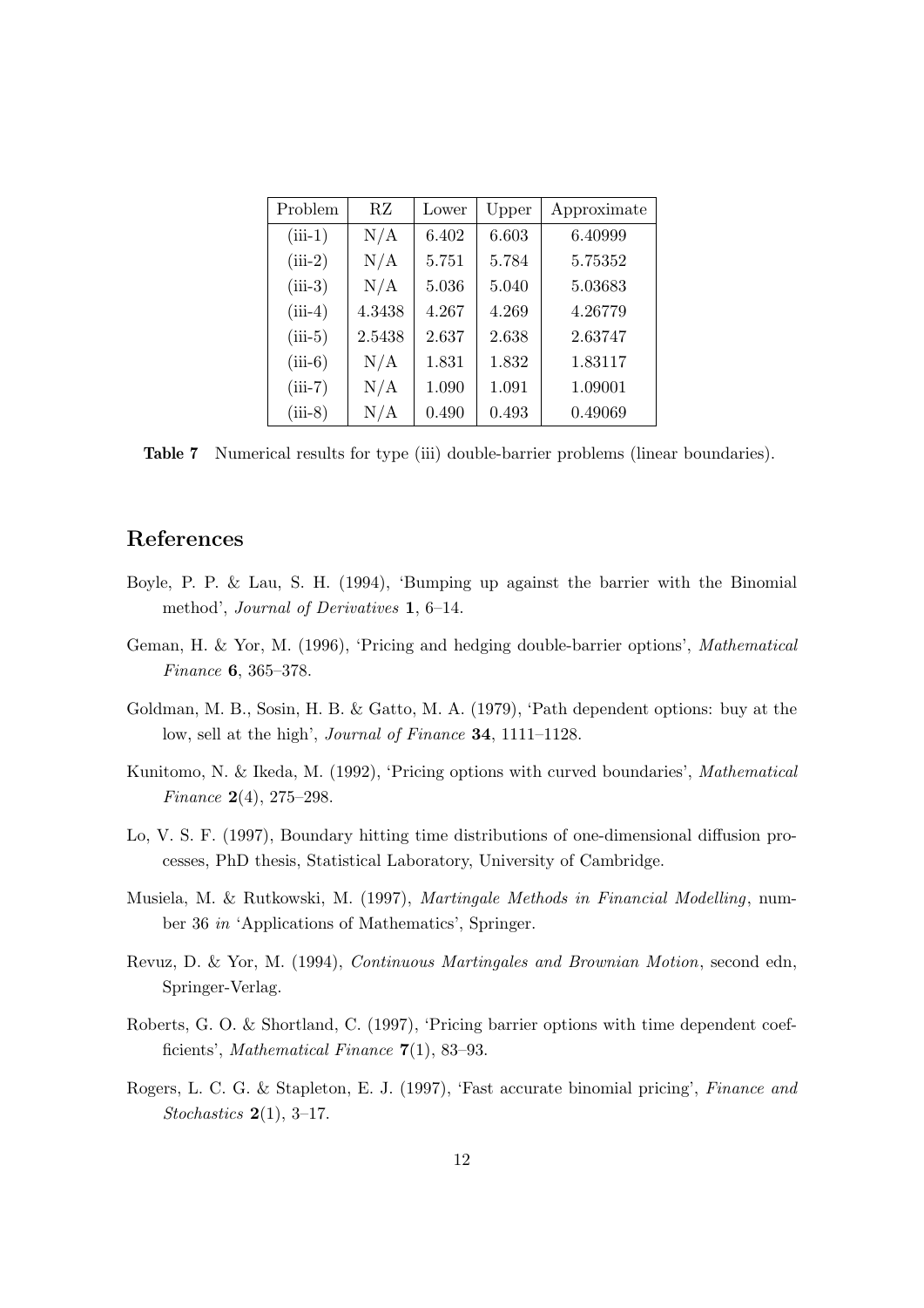| Problem | RZ | Lower | Upper | Approximate |
| --- | --- | --- | --- | --- |
| (iii-1) | N/A | 6.402 | 6.603 | 6.40999 |
| (iii-2) | N/A | 5.751 | 5.784 | 5.75352 |
| (iii-3) | N/A | 5.036 | 5.040 | 5.03683 |
| (iii-4) | 4.3438 | 4.267 | 4.269 | 4.26779 |
| (iii-5) | 2.5438 | 2.637 | 2.638 | 2.63747 |
| (iii-6) | N/A | 1.831 | 1.832 | 1.83117 |
| (iii-7) | N/A | 1.090 | 1.091 | 1.09001 |
| (iii-8) | N/A | 0.490 | 0.493 | 0.49069 |

**Table 7** Numerical results for type (iii) double-barrier problems (linear boundaries).

## References

Boyle, P. P. & Lau, S. H. (1994), 'Bumping up against the barrier with the Binomial method', *Journal of Derivatives* **1**, 6–14.

Geman, H. & Yor, M. (1996), 'Pricing and hedging double-barrier options', *Mathematical Finance* **6**, 365–378.

Goldman, M. B., Sosin, H. B. & Gatto, M. A. (1979), 'Path dependent options: buy at the low, sell at the high', *Journal of Finance* **34**, 1111–1128.

Kunitomo, N. & Ikeda, M. (1992), 'Pricing options with curved boundaries', *Mathematical Finance* **2**(4), 275–298.

Lo, V. S. F. (1997), Boundary hitting time distributions of one-dimensional diffusion processes, PhD thesis, Statistical Laboratory, University of Cambridge.

Musiela, M. & Rutkowski, M. (1997), *Martingale Methods in Financial Modelling*, number 36 *in* 'Applications of Mathematics', Springer.

Revuz, D. & Yor, M. (1994), *Continuous Martingales and Brownian Motion*, second edn, Springer-Verlag.

Roberts, G. O. & Shortland, C. (1997), 'Pricing barrier options with time dependent coefficients', *Mathematical Finance* **7**(1), 83–93.

Rogers, L. C. G. & Stapleton, E. J. (1997), 'Fast accurate binomial pricing', *Finance and Stochastics* **2**(1), 3–17.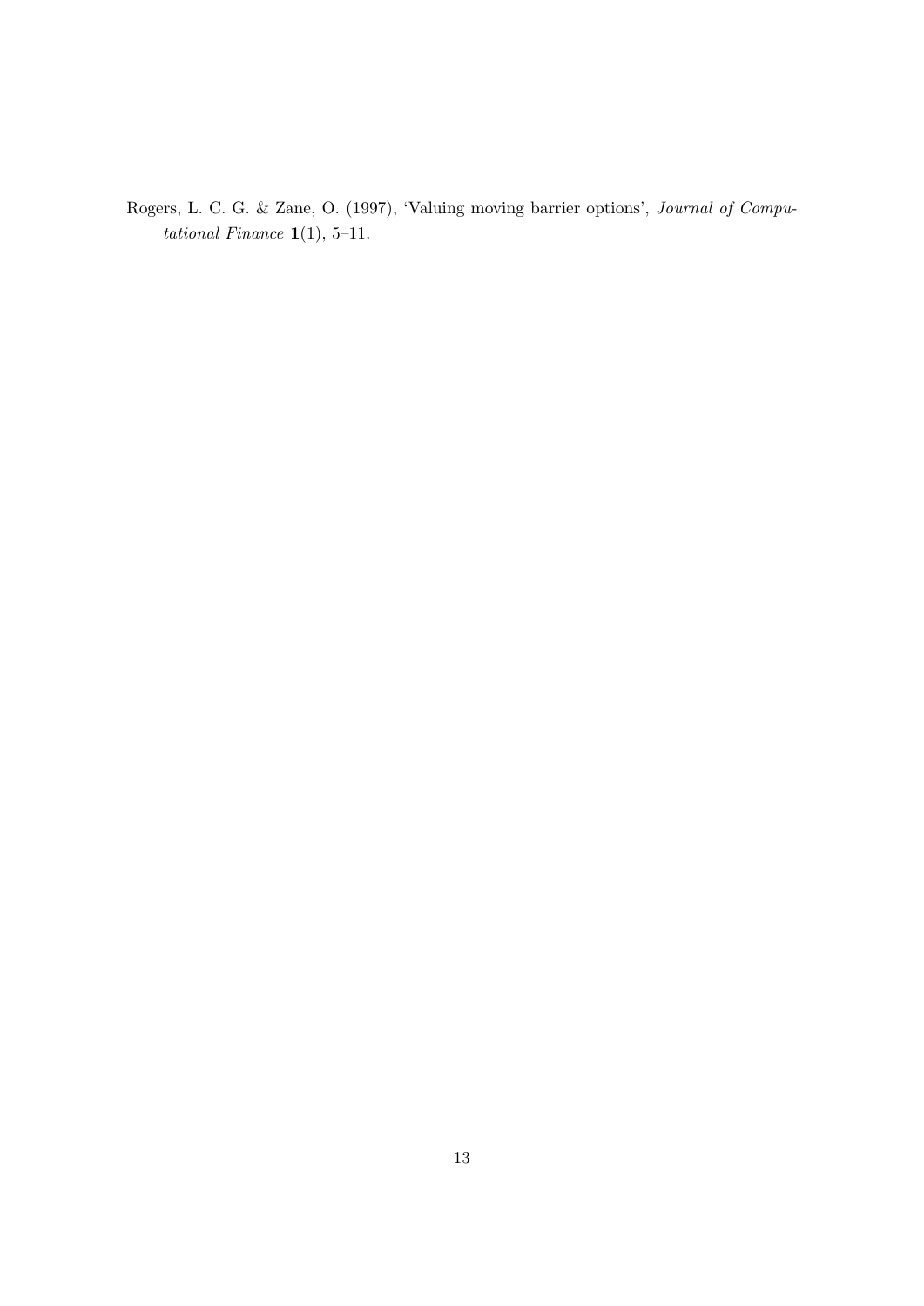Rogers, L. C. G. & Zane, O. (1997), 'Valuing moving barrier options', *Journal of Computational Finance* **1**(1), 5–11.